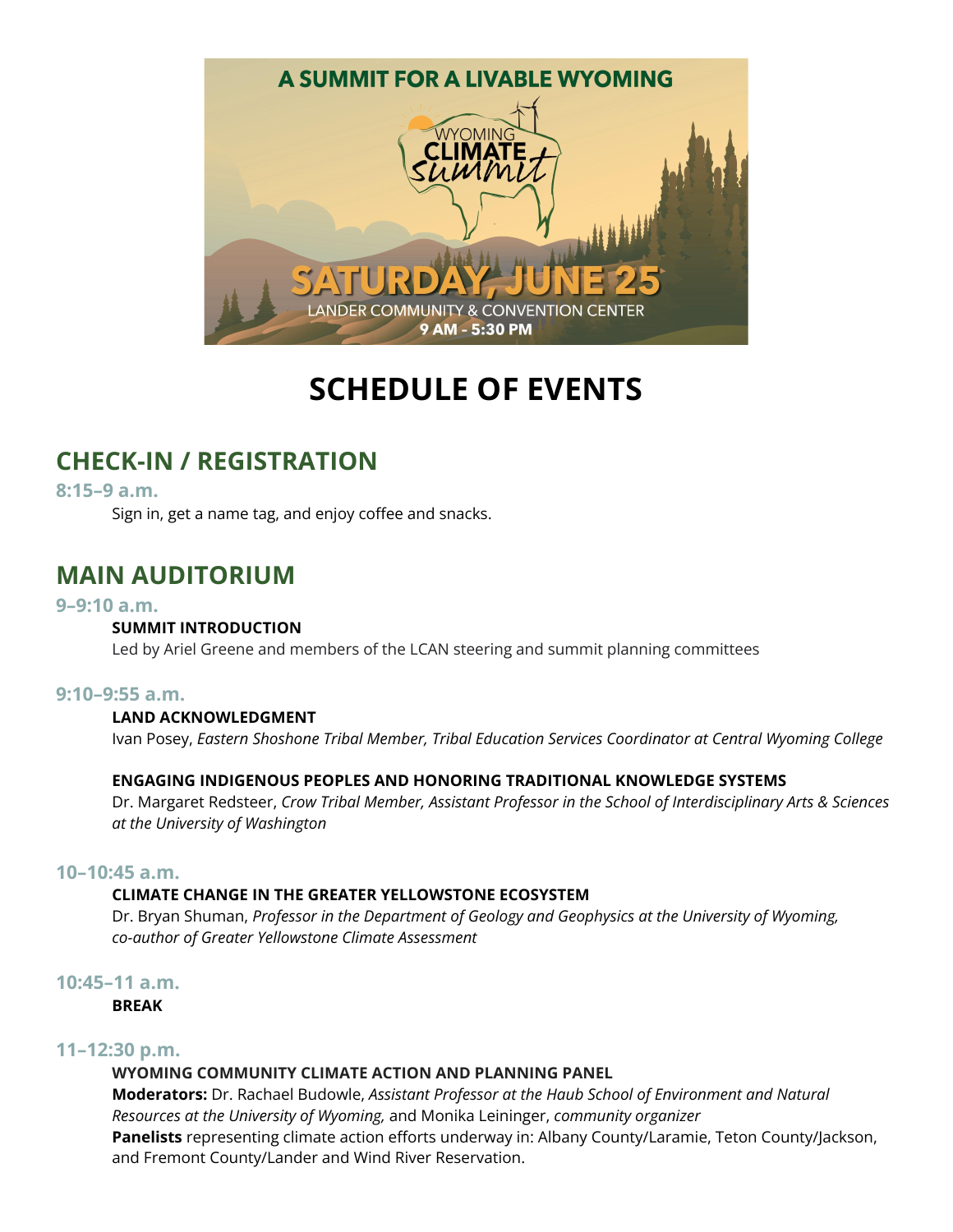A SUMMIT FOR A LIVABLE WYOMING

WYOMING CLIMATE summit

SATURDAY, JUNE 25

LANDER COMMUNITY & CONVENTION CENTER

9 AM - 5:30 PM

# SCHEDULE OF EVENTS

## CHECK-IN / REGISTRATION

### 8:15–9 a.m.

Sign in, get a name tag, and enjoy coffee and snacks.

## MAIN AUDITORIUM

### 9–9:10 a.m.

**SUMMIT INTRODUCTION**
Led by Ariel Greene and members of the LCAN steering and summit planning committees

### 9:10–9:55 a.m.

**LAND ACKNOWLEDGMENT**
Ivan Posey, *Eastern Shoshone Tribal Member, Tribal Education Services Coordinator at Central Wyoming College*

**ENGAGING INDIGENOUS PEOPLES AND HONORING TRADITIONAL KNOWLEDGE SYSTEMS**
Dr. Margaret Redsteer, *Crow Tribal Member, Assistant Professor in the School of Interdisciplinary Arts & Sciences at the University of Washington*

### 10–10:45 a.m.

**CLIMATE CHANGE IN THE GREATER YELLOWSTONE ECOSYSTEM**
Dr. Bryan Shuman, *Professor in the Department of Geology and Geophysics at the University of Wyoming, co-author of Greater Yellowstone Climate Assessment*

### 10:45–11 a.m.

**BREAK**

### 11–12:30 p.m.

**WYOMING COMMUNITY CLIMATE ACTION AND PLANNING PANEL**
**Moderators:** Dr. Rachael Budowle, *Assistant Professor at the Haub School of Environment and Natural Resources at the University of Wyoming,* and Monika Leininger, *community organizer*
**Panelists** representing climate action efforts underway in: Albany County/Laramie, Teton County/Jackson, and Fremont County/Lander and Wind River Reservation.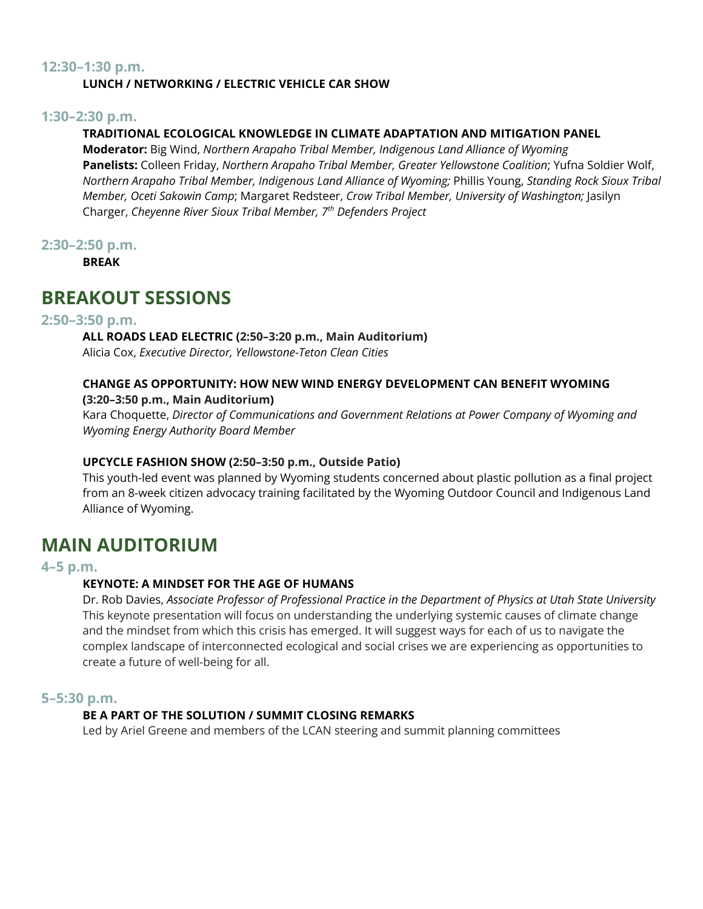### 12:30–1:30 p.m.

**LUNCH / NETWORKING / ELECTRIC VEHICLE CAR SHOW**

### 1:30–2:30 p.m.

**TRADITIONAL ECOLOGICAL KNOWLEDGE IN CLIMATE ADAPTATION AND MITIGATION PANEL**
**Moderator:** Big Wind, *Northern Arapaho Tribal Member, Indigenous Land Alliance of Wyoming*
**Panelists:** Colleen Friday, *Northern Arapaho Tribal Member, Greater Yellowstone Coalition*; Yufna Soldier Wolf, *Northern Arapaho Tribal Member, Indigenous Land Alliance of Wyoming;* Phillis Young, *Standing Rock Sioux Tribal Member, Oceti Sakowin Camp*; Margaret Redsteer, *Crow Tribal Member, University of Washington;* Jasilyn Charger, *Cheyenne River Sioux Tribal Member, 7th Defenders Project*

### 2:30–2:50 p.m.

**BREAK**

## BREAKOUT SESSIONS

### 2:50–3:50 p.m.

**ALL ROADS LEAD ELECTRIC (2:50–3:20 p.m., Main Auditorium)**
Alicia Cox, *Executive Director, Yellowstone-Teton Clean Cities*

**CHANGE AS OPPORTUNITY: HOW NEW WIND ENERGY DEVELOPMENT CAN BENEFIT WYOMING (3:20–3:50 p.m., Main Auditorium)**
Kara Choquette, *Director of Communications and Government Relations at Power Company of Wyoming and Wyoming Energy Authority Board Member*

**UPCYCLE FASHION SHOW (2:50–3:50 p.m., Outside Patio)**
This youth-led event was planned by Wyoming students concerned about plastic pollution as a final project from an 8-week citizen advocacy training facilitated by the Wyoming Outdoor Council and Indigenous Land Alliance of Wyoming.

## MAIN AUDITORIUM

### 4–5 p.m.

**KEYNOTE: A MINDSET FOR THE AGE OF HUMANS**
Dr. Rob Davies, *Associate Professor of Professional Practice in the Department of Physics at Utah State University*
This keynote presentation will focus on understanding the underlying systemic causes of climate change and the mindset from which this crisis has emerged. It will suggest ways for each of us to navigate the complex landscape of interconnected ecological and social crises we are experiencing as opportunities to create a future of well-being for all.

### 5–5:30 p.m.

**BE A PART OF THE SOLUTION / SUMMIT CLOSING REMARKS**
Led by Ariel Greene and members of the LCAN steering and summit planning committees